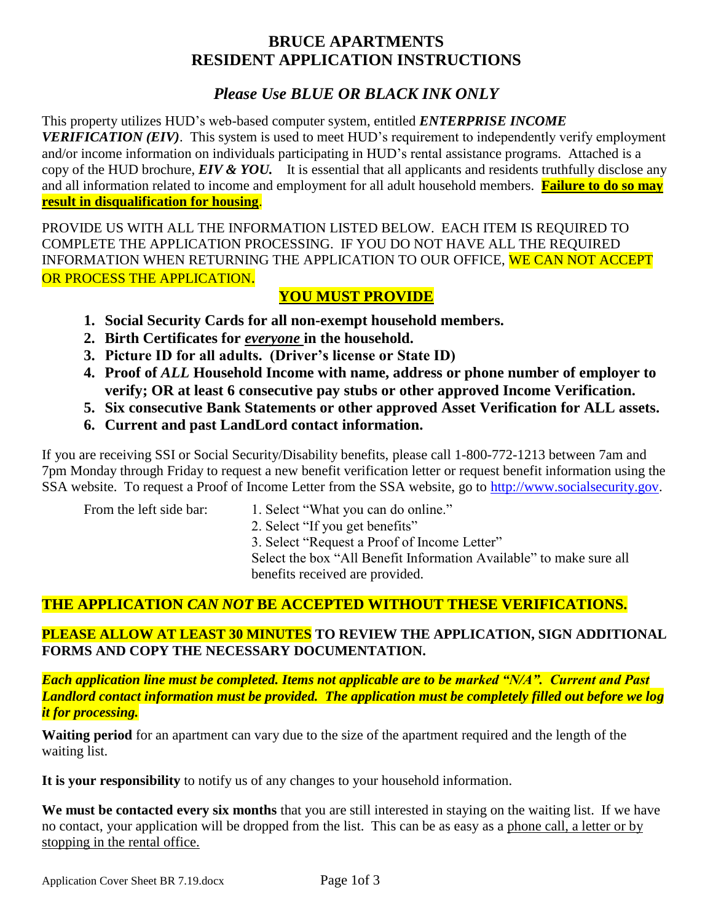# BRUCE APARTMENTS
# RESIDENT APPLICATION INSTRUCTIONS

## *Please Use BLUE OR BLACK INK ONLY*

This property utilizes HUD's web-based computer system, entitled ***ENTERPRISE INCOME VERIFICATION (EIV)***. This system is used to meet HUD's requirement to independently verify employment and/or income information on individuals participating in HUD's rental assistance programs. Attached is a copy of the HUD brochure, ***EIV & YOU.*** It is essential that all applicants and residents truthfully disclose any and all information related to income and employment for all adult household members. **Failure to do so may result in disqualification for housing**.

PROVIDE US WITH ALL THE INFORMATION LISTED BELOW. EACH ITEM IS REQUIRED TO COMPLETE THE APPLICATION PROCESSING. IF YOU DO NOT HAVE ALL THE REQUIRED INFORMATION WHEN RETURNING THE APPLICATION TO OUR OFFICE, WE CAN NOT ACCEPT OR PROCESS THE APPLICATION.

**YOU MUST PROVIDE**

1. **Social Security Cards for all non-exempt household members.**
2. **Birth Certificates for *everyone* in the household.**
3. **Picture ID for all adults. (Driver's license or State ID)**
4. **Proof of *ALL* Household Income with name, address or phone number of employer to verify; OR at least 6 consecutive pay stubs or other approved Income Verification.**
5. **Six consecutive Bank Statements or other approved Asset Verification for ALL assets.**
6. **Current and past LandLord contact information.**

If you are receiving SSI or Social Security/Disability benefits, please call 1-800-772-1213 between 7am and 7pm Monday through Friday to request a new benefit verification letter or request benefit information using the SSA website. To request a Proof of Income Letter from the SSA website, go to http://www.socialsecurity.gov.

From the left side bar:

1. Select "What you can do online."
2. Select "If you get benefits"
3. Select "Request a Proof of Income Letter"

Select the box "All Benefit Information Available" to make sure all benefits received are provided.

**THE APPLICATION *CAN NOT* BE ACCEPTED WITHOUT THESE VERIFICATIONS.**

**PLEASE ALLOW AT LEAST 30 MINUTES TO REVIEW THE APPLICATION, SIGN ADDITIONAL FORMS AND COPY THE NECESSARY DOCUMENTATION.**

***Each application line must be completed. Items not applicable are to be marked "N/A". Current and Past Landlord contact information must be provided. The application must be completely filled out before we log it for processing.***

**Waiting period** for an apartment can vary due to the size of the apartment required and the length of the waiting list.

**It is your responsibility** to notify us of any changes to your household information.

**We must be contacted every six months** that you are still interested in staying on the waiting list. If we have no contact, your application will be dropped from the list. This can be as easy as a phone call, a letter or by stopping in the rental office.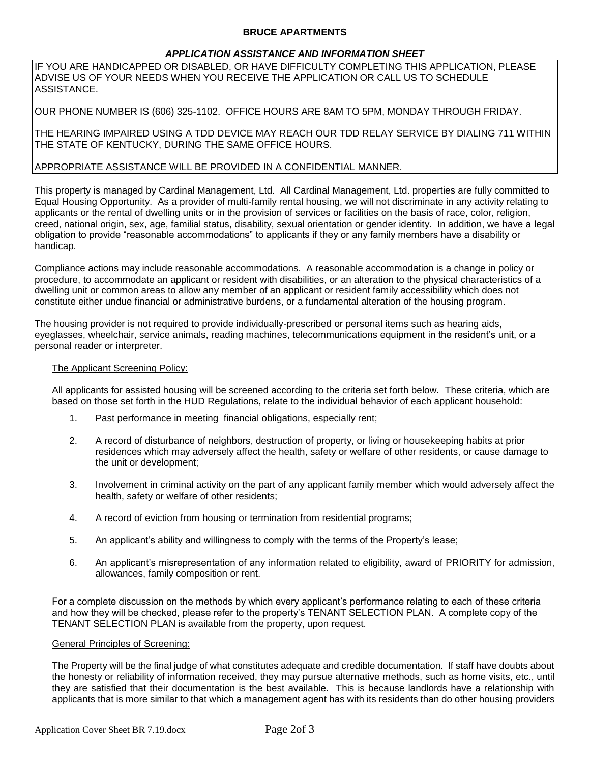**BRUCE APARTMENTS**

***APPLICATION ASSISTANCE AND INFORMATION SHEET***

IF YOU ARE HANDICAPPED OR DISABLED, OR HAVE DIFFICULTY COMPLETING THIS APPLICATION, PLEASE ADVISE US OF YOUR NEEDS WHEN YOU RECEIVE THE APPLICATION OR CALL US TO SCHEDULE ASSISTANCE.

OUR PHONE NUMBER IS (606) 325-1102. OFFICE HOURS ARE 8AM TO 5PM, MONDAY THROUGH FRIDAY.

THE HEARING IMPAIRED USING A TDD DEVICE MAY REACH OUR TDD RELAY SERVICE BY DIALING 711 WITHIN THE STATE OF KENTUCKY, DURING THE SAME OFFICE HOURS.

APPROPRIATE ASSISTANCE WILL BE PROVIDED IN A CONFIDENTIAL MANNER.

This property is managed by Cardinal Management, Ltd. All Cardinal Management, Ltd. properties are fully committed to Equal Housing Opportunity. As a provider of multi-family rental housing, we will not discriminate in any activity relating to applicants or the rental of dwelling units or in the provision of services or facilities on the basis of race, color, religion, creed, national origin, sex, age, familial status, disability, sexual orientation or gender identity. In addition, we have a legal obligation to provide "reasonable accommodations" to applicants if they or any family members have a disability or handicap.

Compliance actions may include reasonable accommodations. A reasonable accommodation is a change in policy or procedure, to accommodate an applicant or resident with disabilities, or an alteration to the physical characteristics of a dwelling unit or common areas to allow any member of an applicant or resident family accessibility which does not constitute either undue financial or administrative burdens, or a fundamental alteration of the housing program.

The housing provider is not required to provide individually-prescribed or personal items such as hearing aids, eyeglasses, wheelchair, service animals, reading machines, telecommunications equipment in the resident's unit, or a personal reader or interpreter.

<u>The Applicant Screening Policy:</u>

All applicants for assisted housing will be screened according to the criteria set forth below. These criteria, which are based on those set forth in the HUD Regulations, relate to the individual behavior of each applicant household:

1. Past performance in meeting financial obligations, especially rent;
2. A record of disturbance of neighbors, destruction of property, or living or housekeeping habits at prior residences which may adversely affect the health, safety or welfare of other residents, or cause damage to the unit or development;
3. Involvement in criminal activity on the part of any applicant family member which would adversely affect the health, safety or welfare of other residents;
4. A record of eviction from housing or termination from residential programs;
5. An applicant's ability and willingness to comply with the terms of the Property's lease;
6. An applicant's misrepresentation of any information related to eligibility, award of PRIORITY for admission, allowances, family composition or rent.

For a complete discussion on the methods by which every applicant's performance relating to each of these criteria and how they will be checked, please refer to the property's TENANT SELECTION PLAN. A complete copy of the TENANT SELECTION PLAN is available from the property, upon request.

<u>General Principles of Screening:</u>

The Property will be the final judge of what constitutes adequate and credible documentation. If staff have doubts about the honesty or reliability of information received, they may pursue alternative methods, such as home visits, etc., until they are satisfied that their documentation is the best available. This is because landlords have a relationship with applicants that is more similar to that which a management agent has with its residents than do other housing providers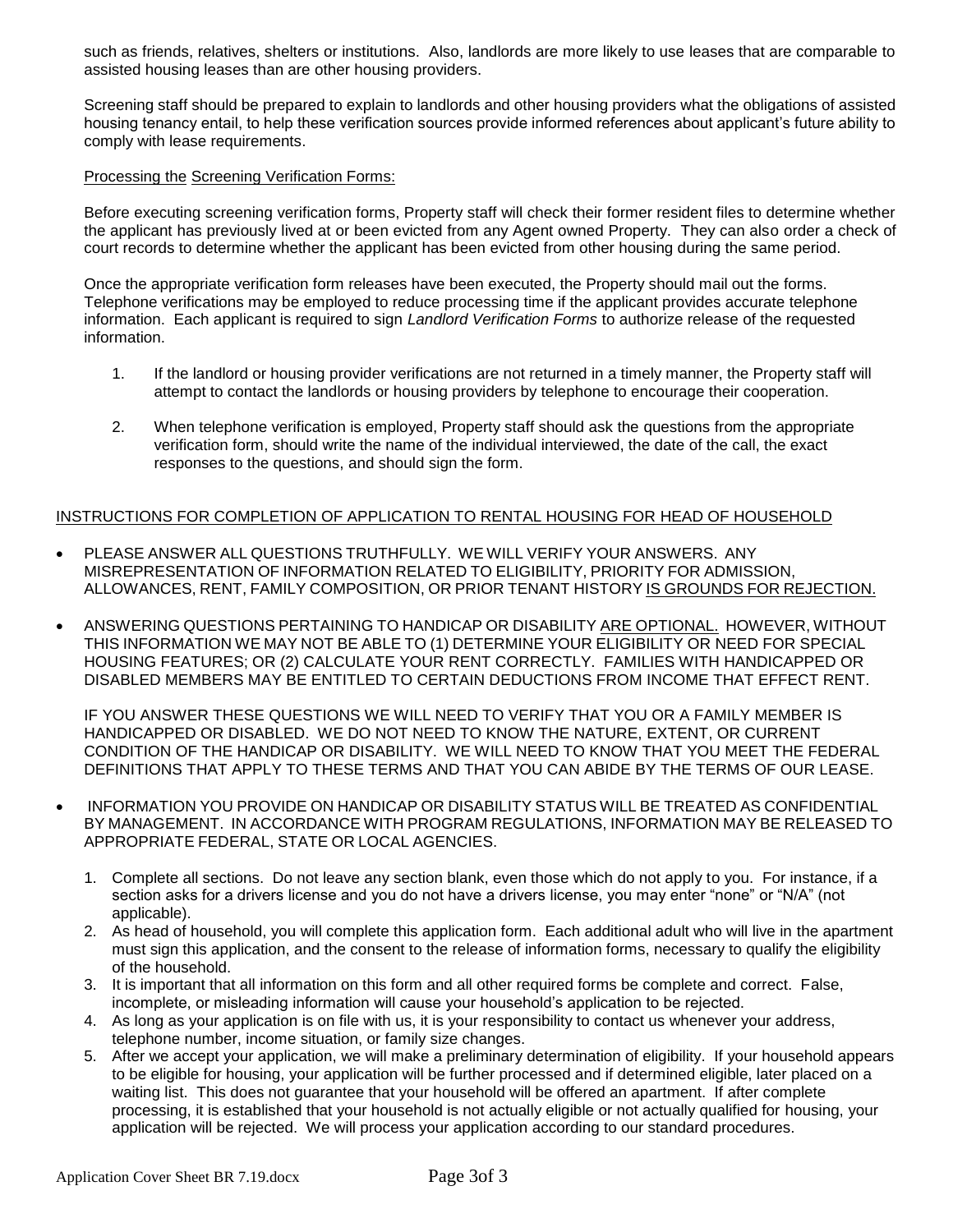such as friends, relatives, shelters or institutions. Also, landlords are more likely to use leases that are comparable to assisted housing leases than are other housing providers.

Screening staff should be prepared to explain to landlords and other housing providers what the obligations of assisted housing tenancy entail, to help these verification sources provide informed references about applicant's future ability to comply with lease requirements.

<u>Processing the</u> <u>Screening Verification Forms:</u>

Before executing screening verification forms, Property staff will check their former resident files to determine whether the applicant has previously lived at or been evicted from any Agent owned Property. They can also order a check of court records to determine whether the applicant has been evicted from other housing during the same period.

Once the appropriate verification form releases have been executed, the Property should mail out the forms. Telephone verifications may be employed to reduce processing time if the applicant provides accurate telephone information. Each applicant is required to sign *Landlord Verification Forms* to authorize release of the requested information.

1. If the landlord or housing provider verifications are not returned in a timely manner, the Property staff will attempt to contact the landlords or housing providers by telephone to encourage their cooperation.

2. When telephone verification is employed, Property staff should ask the questions from the appropriate verification form, should write the name of the individual interviewed, the date of the call, the exact responses to the questions, and should sign the form.

<u>INSTRUCTIONS FOR COMPLETION OF APPLICATION TO RENTAL HOUSING FOR HEAD OF HOUSEHOLD</u>

- PLEASE ANSWER ALL QUESTIONS TRUTHFULLY. WE WILL VERIFY YOUR ANSWERS. ANY MISREPRESENTATION OF INFORMATION RELATED TO ELIGIBILITY, PRIORITY FOR ADMISSION, ALLOWANCES, RENT, FAMILY COMPOSITION, OR PRIOR TENANT HISTORY <u>IS GROUNDS FOR REJECTION.</u>

- ANSWERING QUESTIONS PERTAINING TO HANDICAP OR DISABILITY <u>ARE OPTIONAL.</u> HOWEVER, WITHOUT THIS INFORMATION WE MAY NOT BE ABLE TO (1) DETERMINE YOUR ELIGIBILITY OR NEED FOR SPECIAL HOUSING FEATURES; OR (2) CALCULATE YOUR RENT CORRECTLY. FAMILIES WITH HANDICAPPED OR DISABLED MEMBERS MAY BE ENTITLED TO CERTAIN DEDUCTIONS FROM INCOME THAT EFFECT RENT.

  IF YOU ANSWER THESE QUESTIONS WE WILL NEED TO VERIFY THAT YOU OR A FAMILY MEMBER IS HANDICAPPED OR DISABLED. WE DO NOT NEED TO KNOW THE NATURE, EXTENT, OR CURRENT CONDITION OF THE HANDICAP OR DISABILITY. WE WILL NEED TO KNOW THAT YOU MEET THE FEDERAL DEFINITIONS THAT APPLY TO THESE TERMS AND THAT YOU CAN ABIDE BY THE TERMS OF OUR LEASE.

- INFORMATION YOU PROVIDE ON HANDICAP OR DISABILITY STATUS WILL BE TREATED AS CONFIDENTIAL BY MANAGEMENT. IN ACCORDANCE WITH PROGRAM REGULATIONS, INFORMATION MAY BE RELEASED TO APPROPRIATE FEDERAL, STATE OR LOCAL AGENCIES.

  1. Complete all sections. Do not leave any section blank, even those which do not apply to you. For instance, if a section asks for a drivers license and you do not have a drivers license, you may enter "none" or "N/A" (not applicable).
  2. As head of household, you will complete this application form. Each additional adult who will live in the apartment must sign this application, and the consent to the release of information forms, necessary to qualify the eligibility of the household.
  3. It is important that all information on this form and all other required forms be complete and correct. False, incomplete, or misleading information will cause your household's application to be rejected.
  4. As long as your application is on file with us, it is your responsibility to contact us whenever your address, telephone number, income situation, or family size changes.
  5. After we accept your application, we will make a preliminary determination of eligibility. If your household appears to be eligible for housing, your application will be further processed and if determined eligible, later placed on a waiting list. This does not guarantee that your household will be offered an apartment. If after complete processing, it is established that your household is not actually eligible or not actually qualified for housing, your application will be rejected. We will process your application according to our standard procedures.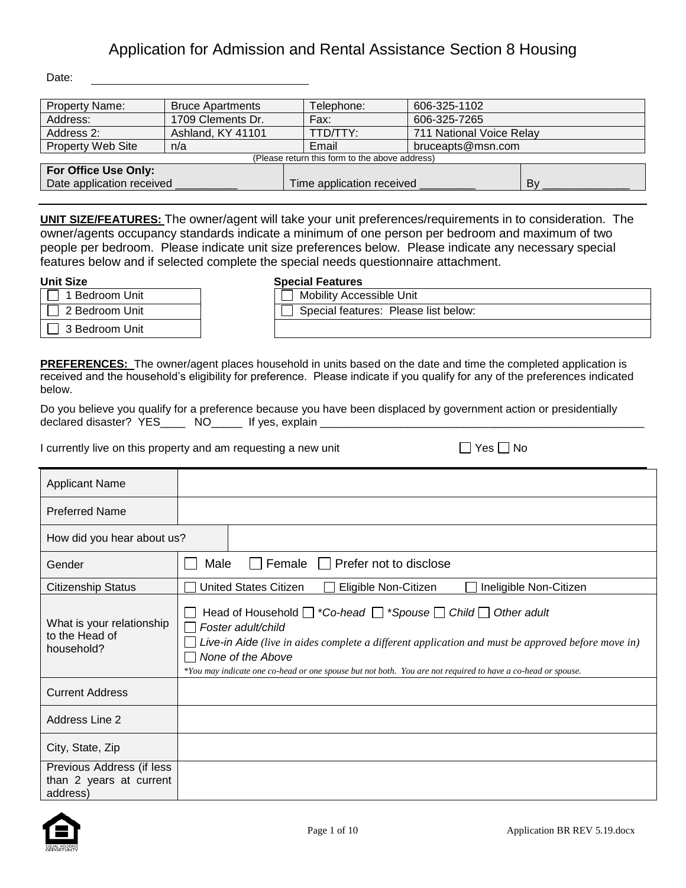# Application for Admission and Rental Assistance Section 8 Housing

Date: ______________________________

| Property Name: | Bruce Apartments | Telephone: | 606-325-1102 |
|---|---|---|---|
| Address: | 1709 Clements Dr. | Fax: | 606-325-7265 |
| Address 2: | Ashland, KY 41101 | TTD/TTY: | 711 National Voice Relay |
| Property Web Site | n/a | Email | bruceapts@msn.com |

(Please return this form to the above address)

| **For Office Use Only:** Date application received __________ | Time application received _________ | By ______________ |
|---|---|---|

**UNIT SIZE/FEATURES:** The owner/agent will take your unit preferences/requirements in to consideration. The owner/agents occupancy standards indicate a minimum of one person per bedroom and maximum of two people per bedroom. Please indicate unit size preferences below. Please indicate any necessary special features below and if selected complete the special needs questionnaire attachment.

| Unit Size |
|---|
| ☐ 1 Bedroom Unit |
| ☐ 2 Bedroom Unit |
| ☐ 3 Bedroom Unit |

| Special Features |
|---|
| ☐ Mobility Accessible Unit |
| ☐ Special features: Please list below: |
| |

**PREFERENCES:** The owner/agent places household in units based on the date and time the completed application is received and the household's eligibility for preference. Please indicate if you qualify for any of the preferences indicated below.

Do you believe you qualify for a preference because you have been displaced by government action or presidentially declared disaster? YES____ NO_____ If yes, explain ______________________________________________________

I currently live on this property and am requesting a new unit ☐ Yes ☐ No

| | |
|---|---|
| Applicant Name | |
| Preferred Name | |
| How did you hear about us? | |
| Gender | ☐ Male ☐ Female ☐ Prefer not to disclose |
| Citizenship Status | ☐ United States Citizen ☐ Eligible Non-Citizen ☐ Ineligible Non-Citizen |
| What is your relationship to the Head of household? | ☐ Head of Household ☐ *\*Co-head* ☐ *\*Spouse* ☐ *Child* ☐ *Other adult* ☐ *Foster adult/child* ☐ *Live-in Aide (live in aides complete a different application and must be approved before move in)* ☐ *None of the Above* *\*You may indicate one co-head or one spouse but not both. You are not required to have a co-head or spouse.* |
| Current Address | |
| Address Line 2 | |
| City, State, Zip | |
| Previous Address (if less than 2 years at current address) | |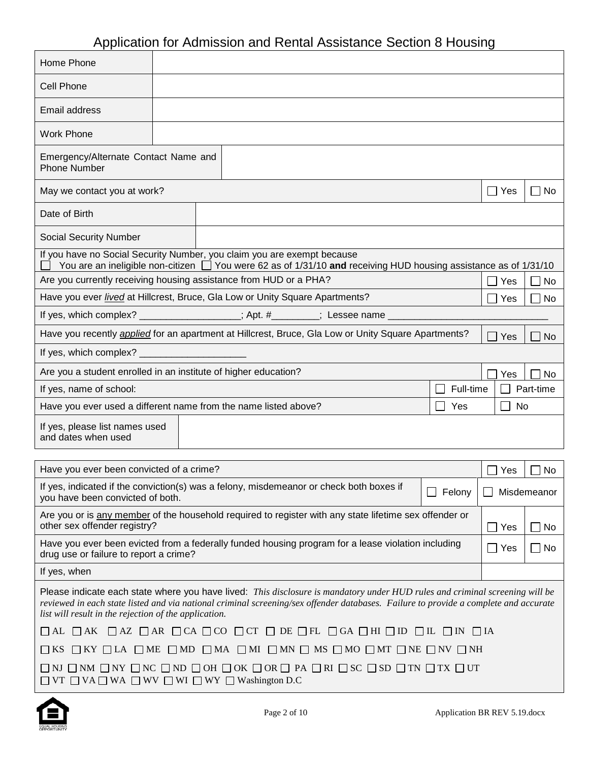# Application for Admission and Rental Assistance Section 8 Housing

| | |
|---|---|
| Home Phone | |
| Cell Phone | |
| Email address | |
| Work Phone | |
| Emergency/Alternate Contact Name and Phone Number | |

| | | |
|---|---|---|
| May we contact you at work? | ☐ Yes | ☐ No |

| | |
|---|---|
| Date of Birth | |
| Social Security Number | |

If you have no Social Security Number, you claim you are exempt because
☐ You are an ineligible non-citizen ☐ You were 62 as of 1/31/10 **and** receiving HUD housing assistance as of 1/31/10

| | | |
|---|---|---|
| Are you currently receiving housing assistance from HUD or a PHA? | ☐ Yes | ☐ No |
| Have you ever *lived* at Hillcrest, Bruce, Gla Low or Unity Square Apartments? | ☐ Yes | ☐ No |

If yes, which complex? __________________; Apt. #________; Lessee name ______________________________

| | | |
|---|---|---|
| Have you recently *applied* for an apartment at Hillcrest, Bruce, Gla Low or Unity Square Apartments? | ☐ Yes | ☐ No |

If yes, which complex? ___________________

| | | |
|---|---|---|
| Are you a student enrolled in an institute of higher education? | ☐ Yes | ☐ No |
| If yes, name of school: | ☐ Full-time | ☐ Part-time |
| Have you ever used a different name from the name listed above? | ☐ Yes | ☐ No |

| | |
|---|---|
| If yes, please list names used and dates when used | |

| | | |
|---|---|---|
| Have you ever been convicted of a crime? | ☐ Yes | ☐ No |
| If yes, indicated if the conviction(s) was a felony, misdemeanor or check both boxes if you have been convicted of both. | ☐ Felony | ☐ Misdemeanor |
| Are you or is any member of the household required to register with any state lifetime sex offender or other sex offender registry? | ☐ Yes | ☐ No |
| Have you ever been evicted from a federally funded housing program for a lease violation including drug use or failure to report a crime? | ☐ Yes | ☐ No |
| If yes, when | | |

Please indicate each state where you have lived: *This disclosure is mandatory under HUD rules and criminal screening will be reviewed in each state listed and via national criminal screening/sex offender databases. Failure to provide a complete and accurate list will result in the rejection of the application.*

☐ AL ☐ AK ☐ AZ ☐ AR ☐ CA ☐ CO ☐ CT ☐ DE ☐ FL ☐ GA ☐ HI ☐ ID ☐ IL ☐ IN ☐ IA

☐ KS ☐ KY ☐ LA ☐ ME ☐ MD ☐ MA ☐ MI ☐ MN ☐ MS ☐ MO ☐ MT ☐ NE ☐ NV ☐ NH

☐ NJ ☐ NM ☐ NY ☐ NC ☐ ND ☐ OH ☐ OK ☐ OR ☐ PA ☐ RI ☐ SC ☐ SD ☐ TN ☐ TX ☐ UT
☐ VT ☐ VA ☐ WA ☐ WV ☐ WI ☐ WY ☐ Washington D.C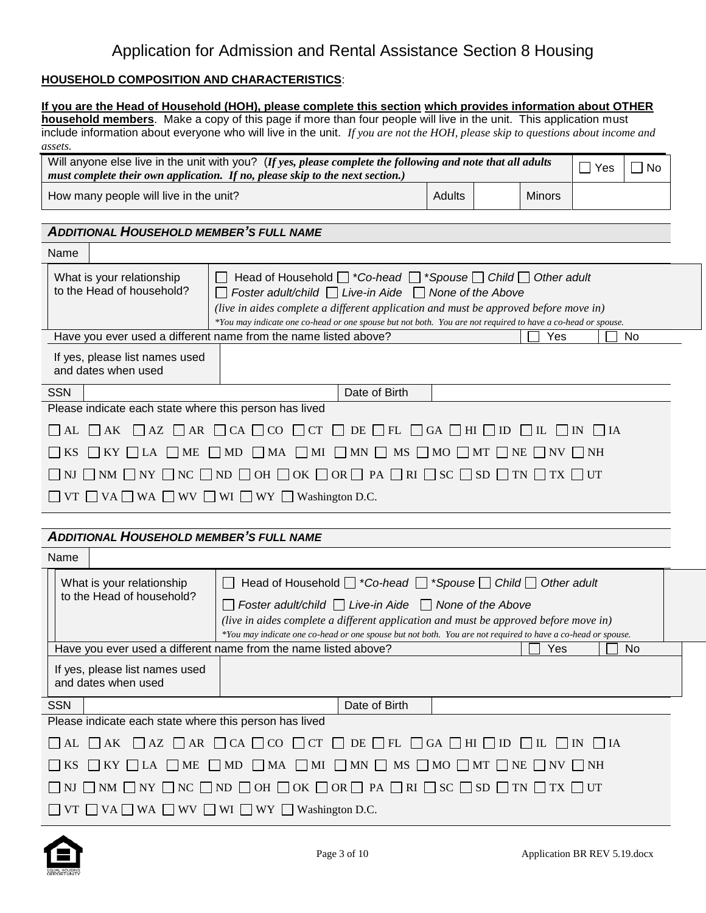# Application for Admission and Rental Assistance Section 8 Housing

**HOUSEHOLD COMPOSITION AND CHARACTERISTICS**:

**If you are the Head of Household (HOH), please complete this section which provides information about OTHER household members**. Make a copy of this page if more than four people will live in the unit. This application must include information about everyone who will live in the unit. *If you are not the HOH, please skip to questions about income and assets.*

| Will anyone else live in the unit with you? (***If yes, please complete the following and note that all adults must complete their own application. If no, please skip to the next section.***) | | | ☐ Yes | ☐ No |
|---|---|---|---|---|
| How many people will live in the unit? | Adults | | Minors | |

### *ADDITIONAL HOUSEHOLD MEMBER'S FULL NAME*

| Name | |
|---|---|
| What is your relationship to the Head of household? | ☐ Head of Household ☐ **Co-head* ☐ **Spouse* ☐ *Child* ☐ *Other adult* ☐ *Foster adult/child* ☐ *Live-in Aide* ☐ *None of the Above* *(live in aides complete a different application and must be approved before move in)* **You may indicate one co-head or one spouse but not both. You are not required to have a co-head or spouse.* |
| Have you ever used a different name from the name listed above? | ☐ Yes ☐ No |
| If yes, please list names used and dates when used | |
| SSN | Date of Birth |

Please indicate each state where this person has lived

☐ AL ☐ AK ☐ AZ ☐ AR ☐ CA ☐ CO ☐ CT ☐ DE ☐ FL ☐ GA ☐ HI ☐ ID ☐ IL ☐ IN ☐ IA

☐ KS ☐ KY ☐ LA ☐ ME ☐ MD ☐ MA ☐ MI ☐ MN ☐ MS ☐ MO ☐ MT ☐ NE ☐ NV ☐ NH

☐ NJ ☐ NM ☐ NY ☐ NC ☐ ND ☐ OH ☐ OK ☐ OR ☐ PA ☐ RI ☐ SC ☐ SD ☐ TN ☐ TX ☐ UT

☐ VT ☐ VA ☐ WA ☐ WV ☐ WI ☐ WY ☐ Washington D.C.

### *ADDITIONAL HOUSEHOLD MEMBER'S FULL NAME*

| Name | |
|---|---|
| What is your relationship to the Head of household? | ☐ Head of Household ☐ **Co-head* ☐ **Spouse* ☐ *Child* ☐ *Other adult* ☐ *Foster adult/child* ☐ *Live-in Aide* ☐ *None of the Above* *(live in aides complete a different application and must be approved before move in)* **You may indicate one co-head or one spouse but not both. You are not required to have a co-head or spouse.* |
| Have you ever used a different name from the name listed above? | ☐ Yes ☐ No |
| If yes, please list names used and dates when used | |
| SSN | Date of Birth |

Please indicate each state where this person has lived

☐ AL ☐ AK ☐ AZ ☐ AR ☐ CA ☐ CO ☐ CT ☐ DE ☐ FL ☐ GA ☐ HI ☐ ID ☐ IL ☐ IN ☐ IA

☐ KS ☐ KY ☐ LA ☐ ME ☐ MD ☐ MA ☐ MI ☐ MN ☐ MS ☐ MO ☐ MT ☐ NE ☐ NV ☐ NH

☐ NJ ☐ NM ☐ NY ☐ NC ☐ ND ☐ OH ☐ OK ☐ OR ☐ PA ☐ RI ☐ SC ☐ SD ☐ TN ☐ TX ☐ UT

☐ VT ☐ VA ☐ WA ☐ WV ☐ WI ☐ WY ☐ Washington D.C.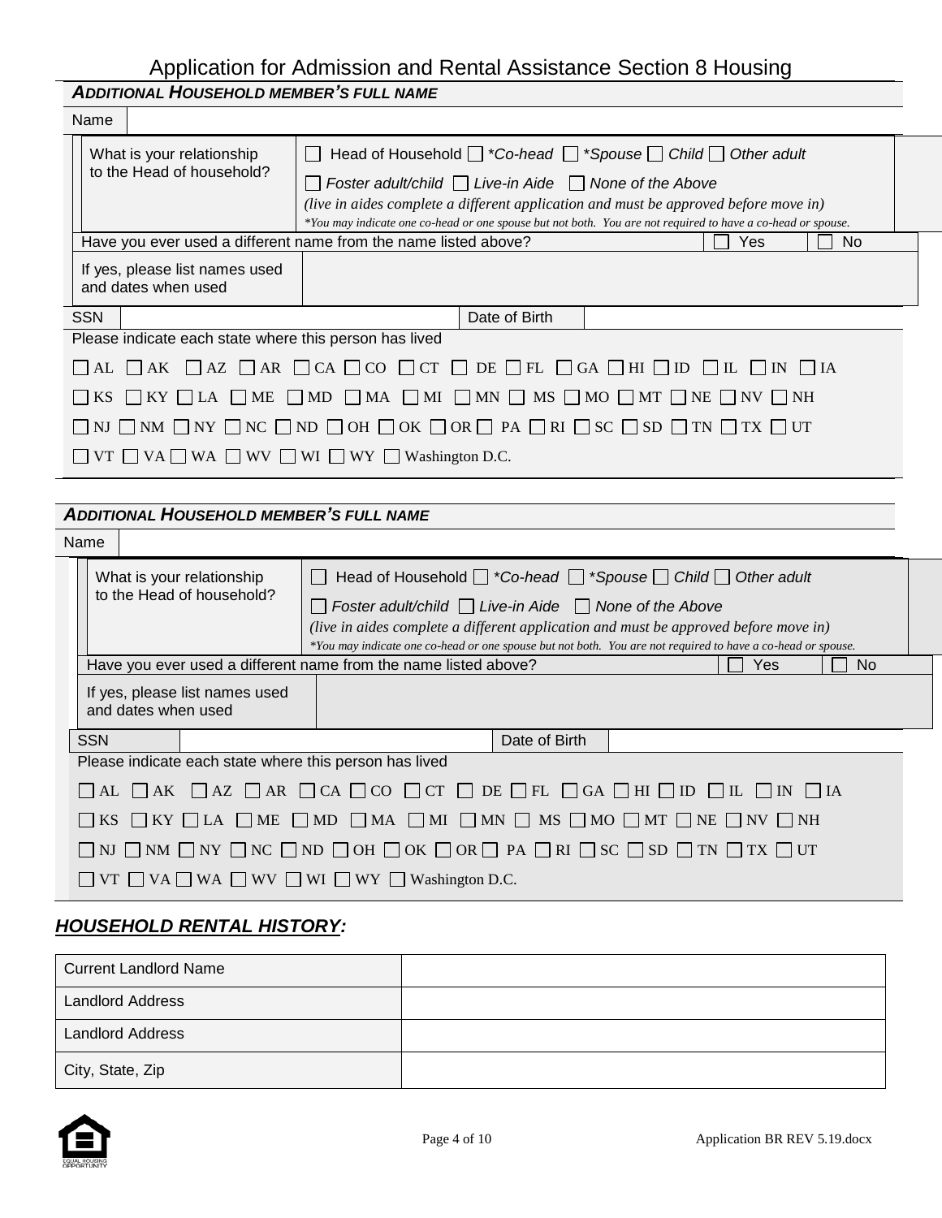# Application for Admission and Rental Assistance Section 8 Housing

***ADDITIONAL HOUSEHOLD MEMBER'S FULL NAME***

| Name | |
|---|---|

| What is your relationship to the Head of household? | ☐ Head of Household ☐ **Co-head* ☐ **Spouse* ☐ *Child* ☐ *Other adult* ☐ *Foster adult/child* ☐ *Live-in Aide* ☐ *None of the Above* *(live in aides complete a different application and must be approved before move in)* **You may indicate one co-head or one spouse but not both. You are not required to have a co-head or spouse.* |
|---|---|

| Have you ever used a different name from the name listed above? | ☐ Yes | ☐ No |
|---|---|---|
| If yes, please list names used and dates when used | | |

| SSN | | Date of Birth | |
|---|---|---|---|

Please indicate each state where this person has lived

☐ AL ☐ AK ☐ AZ ☐ AR ☐ CA ☐ CO ☐ CT ☐ DE ☐ FL ☐ GA ☐ HI ☐ ID ☐ IL ☐ IN ☐ IA

☐ KS ☐ KY ☐ LA ☐ ME ☐ MD ☐ MA ☐ MI ☐ MN ☐ MS ☐ MO ☐ MT ☐ NE ☐ NV ☐ NH

☐ NJ ☐ NM ☐ NY ☐ NC ☐ ND ☐ OH ☐ OK ☐ OR ☐ PA ☐ RI ☐ SC ☐ SD ☐ TN ☐ TX ☐ UT

☐ VT ☐ VA ☐ WA ☐ WV ☐ WI ☐ WY ☐ Washington D.C.

***ADDITIONAL HOUSEHOLD MEMBER'S FULL NAME***

| Name | |
|---|---|

| What is your relationship to the Head of household? | ☐ Head of Household ☐ **Co-head* ☐ **Spouse* ☐ *Child* ☐ *Other adult* ☐ *Foster adult/child* ☐ *Live-in Aide* ☐ *None of the Above* *(live in aides complete a different application and must be approved before move in)* **You may indicate one co-head or one spouse but not both. You are not required to have a co-head or spouse.* |
|---|---|

| Have you ever used a different name from the name listed above? | ☐ Yes | ☐ No |
|---|---|---|
| If yes, please list names used and dates when used | | |

| SSN | | Date of Birth | |
|---|---|---|---|

Please indicate each state where this person has lived

☐ AL ☐ AK ☐ AZ ☐ AR ☐ CA ☐ CO ☐ CT ☐ DE ☐ FL ☐ GA ☐ HI ☐ ID ☐ IL ☐ IN ☐ IA

☐ KS ☐ KY ☐ LA ☐ ME ☐ MD ☐ MA ☐ MI ☐ MN ☐ MS ☐ MO ☐ MT ☐ NE ☐ NV ☐ NH

☐ NJ ☐ NM ☐ NY ☐ NC ☐ ND ☐ OH ☐ OK ☐ OR ☐ PA ☐ RI ☐ SC ☐ SD ☐ TN ☐ TX ☐ UT

☐ VT ☐ VA ☐ WA ☐ WV ☐ WI ☐ WY ☐ Washington D.C.

## ***HOUSEHOLD RENTAL HISTORY:***

| Current Landlord Name | |
|---|---|
| Landlord Address | |
| Landlord Address | |
| City, State, Zip | |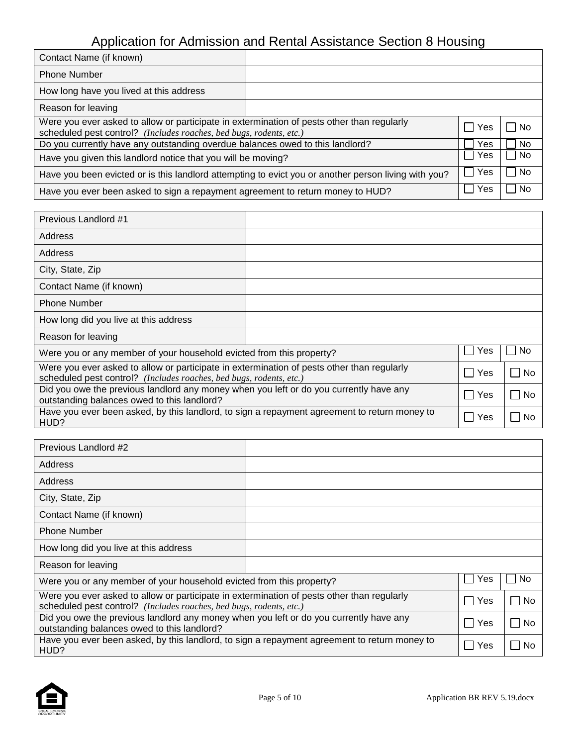# Application for Admission and Rental Assistance Section 8 Housing

| | |
|---|---|
| Contact Name (if known) | |
| Phone Number | |
| How long have you lived at this address | |
| Reason for leaving | |

| | | |
|---|---|---|
| Were you ever asked to allow or participate in extermination of pests other than regularly scheduled pest control? *(Includes roaches, bed bugs, rodents, etc.)* | ☐ Yes | ☐ No |
| Do you currently have any outstanding overdue balances owed to this landlord? | ☐ Yes | ☐ No |
| Have you given this landlord notice that you will be moving? | ☐ Yes | ☐ No |
| Have you been evicted or is this landlord attempting to evict you or another person living with you? | ☐ Yes | ☐ No |
| Have you ever been asked to sign a repayment agreement to return money to HUD? | ☐ Yes | ☐ No |

| | |
|---|---|
| Previous Landlord #1 | |
| Address | |
| Address | |
| City, State, Zip | |
| Contact Name (if known) | |
| Phone Number | |
| How long did you live at this address | |
| Reason for leaving | |

| | | |
|---|---|---|
| Were you or any member of your household evicted from this property? | ☐ Yes | ☐ No |
| Were you ever asked to allow or participate in extermination of pests other than regularly scheduled pest control? *(Includes roaches, bed bugs, rodents, etc.)* | ☐ Yes | ☐ No |
| Did you owe the previous landlord any money when you left or do you currently have any outstanding balances owed to this landlord? | ☐ Yes | ☐ No |
| Have you ever been asked, by this landlord, to sign a repayment agreement to return money to HUD? | ☐ Yes | ☐ No |

| | |
|---|---|
| Previous Landlord #2 | |
| Address | |
| Address | |
| City, State, Zip | |
| Contact Name (if known) | |
| Phone Number | |
| How long did you live at this address | |
| Reason for leaving | |

| | | |
|---|---|---|
| Were you or any member of your household evicted from this property? | ☐ Yes | ☐ No |
| Were you ever asked to allow or participate in extermination of pests other than regularly scheduled pest control? *(Includes roaches, bed bugs, rodents, etc.)* | ☐ Yes | ☐ No |
| Did you owe the previous landlord any money when you left or do you currently have any outstanding balances owed to this landlord? | ☐ Yes | ☐ No |
| Have you ever been asked, by this landlord, to sign a repayment agreement to return money to HUD? | ☐ Yes | ☐ No |

Application BR REV 5.19.docx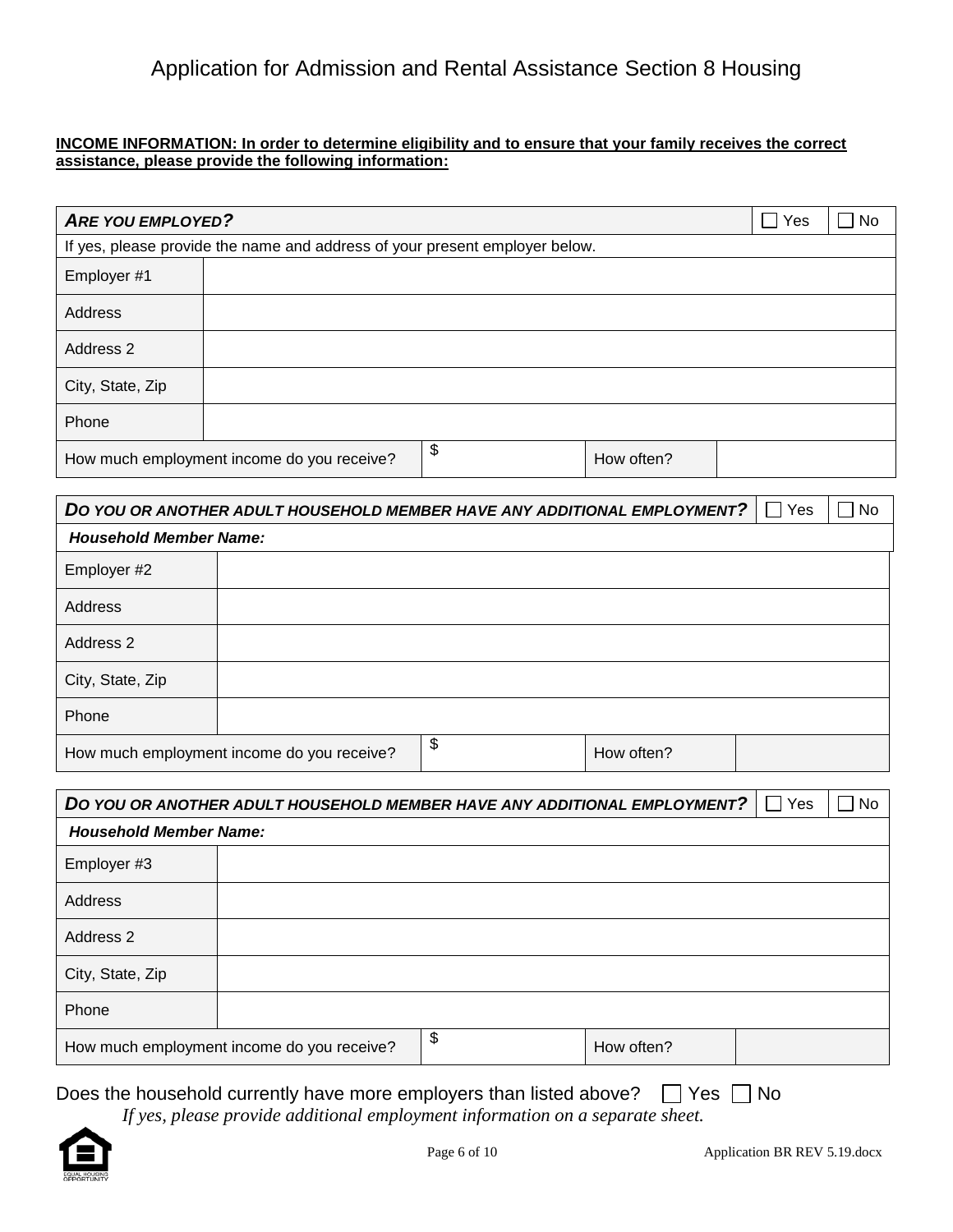# Application for Admission and Rental Assistance Section 8 Housing

**INCOME INFORMATION: In order to determine eligibility and to ensure that your family receives the correct assistance, please provide the following information:**

| ***ARE YOU EMPLOYED?*** | | | | ☐ Yes | ☐ No |
|---|---|---|---|---|---|
| If yes, please provide the name and address of your present employer below. | | | | | |
| Employer #1 | | | | | |
| Address | | | | | |
| Address 2 | | | | | |
| City, State, Zip | | | | | |
| Phone | | | | | |
| How much employment income do you receive? | | $ | How often? | | |

| ***DO YOU OR ANOTHER ADULT HOUSEHOLD MEMBER HAVE ANY ADDITIONAL EMPLOYMENT?*** | | | | ☐ Yes | ☐ No |
|---|---|---|---|---|---|
| ***Household Member Name:*** | | | | | |
| Employer #2 | | | | | |
| Address | | | | | |
| Address 2 | | | | | |
| City, State, Zip | | | | | |
| Phone | | | | | |
| How much employment income do you receive? | | $ | How often? | | |

| ***DO YOU OR ANOTHER ADULT HOUSEHOLD MEMBER HAVE ANY ADDITIONAL EMPLOYMENT?*** | | | | ☐ Yes | ☐ No |
|---|---|---|---|---|---|
| ***Household Member Name:*** | | | | | |
| Employer #3 | | | | | |
| Address | | | | | |
| Address 2 | | | | | |
| City, State, Zip | | | | | |
| Phone | | | | | |
| How much employment income do you receive? | | $ | How often? | | |

Does the household currently have more employers than listed above? ☐ Yes ☐ No

*If yes, please provide additional employment information on a separate sheet.*

Application BR REV 5.19.docx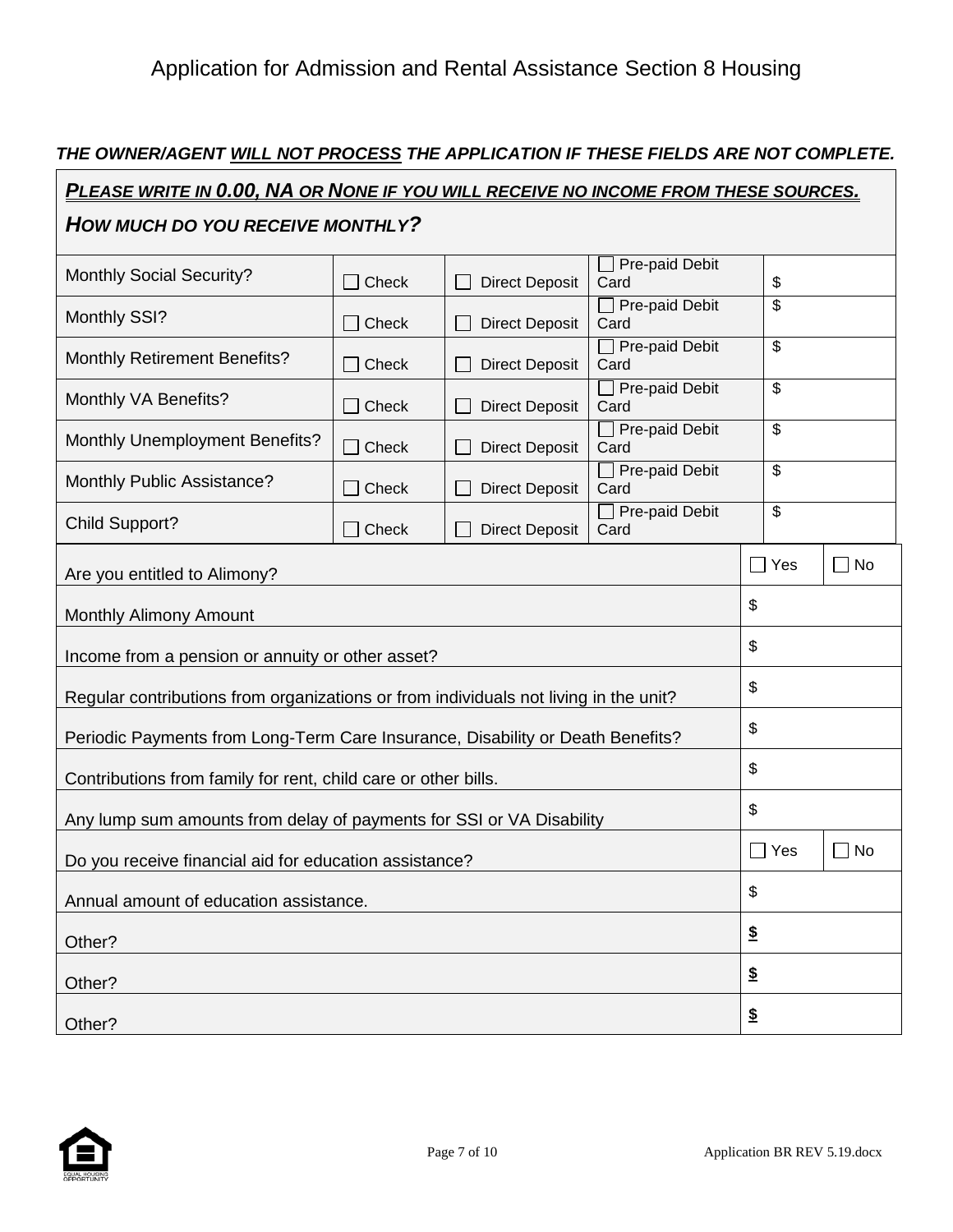# Application for Admission and Rental Assistance Section 8 Housing

***THE OWNER/AGENT <u>WILL NOT PROCESS</u> THE APPLICATION IF THESE FIELDS ARE NOT COMPLETE.***

***<u>PLEASE WRITE IN 0.00, NA OR NONE IF YOU WILL RECEIVE NO INCOME FROM THESE SOURCES.</u>***

***HOW MUCH DO YOU RECEIVE MONTHLY?***

| | | | | |
|---|---|---|---|---|
| Monthly Social Security? | ☐ Check | ☐ Direct Deposit | ☐ Pre-paid Debit Card | $ |
| Monthly SSI? | ☐ Check | ☐ Direct Deposit | ☐ Pre-paid Debit Card | $ |
| Monthly Retirement Benefits? | ☐ Check | ☐ Direct Deposit | ☐ Pre-paid Debit Card | $ |
| Monthly VA Benefits? | ☐ Check | ☐ Direct Deposit | ☐ Pre-paid Debit Card | $ |
| Monthly Unemployment Benefits? | ☐ Check | ☐ Direct Deposit | ☐ Pre-paid Debit Card | $ |
| Monthly Public Assistance? | ☐ Check | ☐ Direct Deposit | ☐ Pre-paid Debit Card | $ |
| Child Support? | ☐ Check | ☐ Direct Deposit | ☐ Pre-paid Debit Card | $ |

| | | |
|---|---|---|
| Are you entitled to Alimony? | ☐ Yes | ☐ No |
| Monthly Alimony Amount | $ | |
| Income from a pension or annuity or other asset? | $ | |
| Regular contributions from organizations or from individuals not living in the unit? | $ | |
| Periodic Payments from Long-Term Care Insurance, Disability or Death Benefits? | $ | |
| Contributions from family for rent, child care or other bills. | $ | |
| Any lump sum amounts from delay of payments for SSI or VA Disability | $ | |
| Do you receive financial aid for education assistance? | ☐ Yes | ☐ No |
| Annual amount of education assistance. | $ | |
| Other? | $ | |
| Other? | $ | |
| Other? | $ | |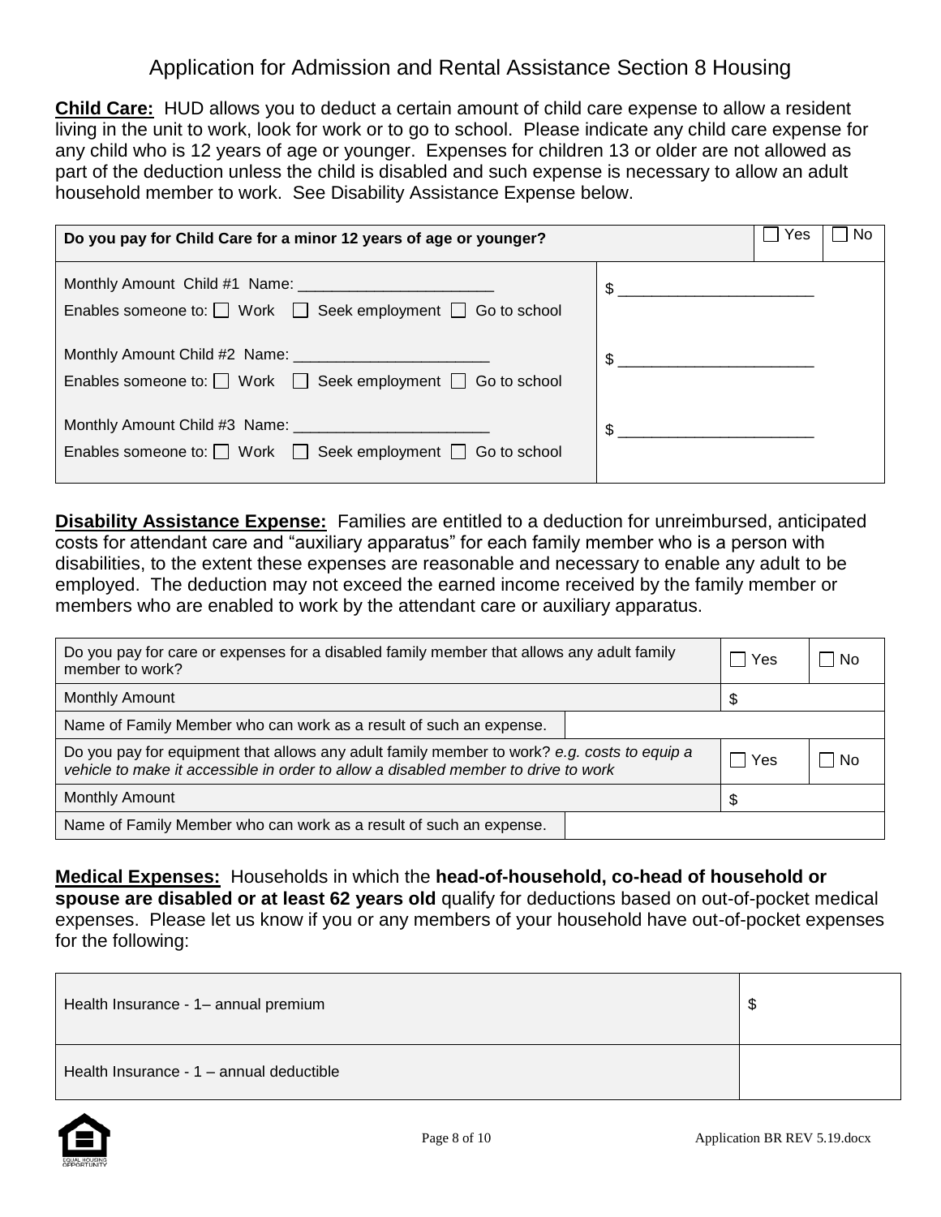# Application for Admission and Rental Assistance Section 8 Housing

**Child Care:** HUD allows you to deduct a certain amount of child care expense to allow a resident living in the unit to work, look for work or to go to school. Please indicate any child care expense for any child who is 12 years of age or younger. Expenses for children 13 or older are not allowed as part of the deduction unless the child is disabled and such expense is necessary to allow an adult household member to work. See Disability Assistance Expense below.

| **Do you pay for Child Care for a minor 12 years of age or younger?** | | ☐ Yes | ☐ No |
|---|---|---|---|
| Monthly Amount Child #1 Name: _______________________<br>Enables someone to: ☐ Work ☐ Seek employment ☐ Go to school | $ _______________________ | | |
| Monthly Amount Child #2 Name: _______________________<br>Enables someone to: ☐ Work ☐ Seek employment ☐ Go to school | $ _______________________ | | |
| Monthly Amount Child #3 Name: _______________________<br>Enables someone to: ☐ Work ☐ Seek employment ☐ Go to school | $ _______________________ | | |

**Disability Assistance Expense:** Families are entitled to a deduction for unreimbursed, anticipated costs for attendant care and "auxiliary apparatus" for each family member who is a person with disabilities, to the extent these expenses are reasonable and necessary to enable any adult to be employed. The deduction may not exceed the earned income received by the family member or members who are enabled to work by the attendant care or auxiliary apparatus.

| Do you pay for care or expenses for a disabled family member that allows any adult family member to work? | | ☐ Yes | ☐ No |
|---|---|---|---|
| Monthly Amount | | $ | |
| Name of Family Member who can work as a result of such an expense. | | | |
| Do you pay for equipment that allows any adult family member to work? *e.g. costs to equip a vehicle to make it accessible in order to allow a disabled member to drive to work* | | ☐ Yes | ☐ No |
| Monthly Amount | | $ | |
| Name of Family Member who can work as a result of such an expense. | | | |

**Medical Expenses:** Households in which the **head-of-household, co-head of household or spouse are disabled or at least 62 years old** qualify for deductions based on out-of-pocket medical expenses. Please let us know if you or any members of your household have out-of-pocket expenses for the following:

| | |
|---|---|
| Health Insurance - 1– annual premium | $ |
| Health Insurance - 1 – annual deductible | |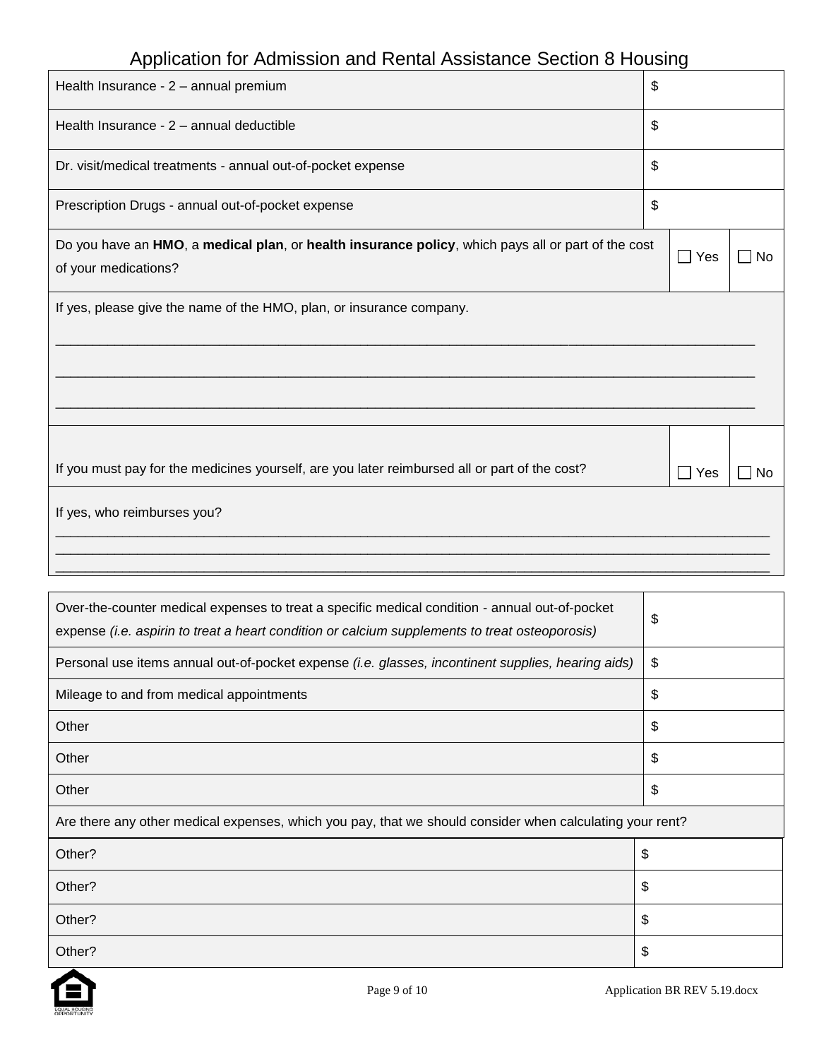| | |
|---|---|
| Health Insurance - 2 – annual premium | $ |
| Health Insurance - 2 – annual deductible | $ |
| Dr. visit/medical treatments - annual out-of-pocket expense | $ |
| Prescription Drugs - annual out-of-pocket expense | $ |

| | | |
|---|---|---|
| Do you have an **HMO**, a **medical plan**, or **health insurance policy**, which pays all or part of the cost of your medications? | ☐ Yes | ☐ No |

If yes, please give the name of the HMO, plan, or insurance company.

_______________________________________________________________________________

_______________________________________________________________________________

_______________________________________________________________________________

| | | |
|---|---|---|
| If you must pay for the medicines yourself, are you later reimbursed all or part of the cost? | ☐ Yes | ☐ No |

If yes, who reimburses you?

_______________________________________________________________________________

_______________________________________________________________________________

_______________________________________________________________________________

| | |
|---|---|
| Over-the-counter medical expenses to treat a specific medical condition - annual out-of-pocket expense *(i.e. aspirin to treat a heart condition or calcium supplements to treat osteoporosis)* | $ |
| Personal use items annual out-of-pocket expense *(i.e. glasses, incontinent supplies, hearing aids)* | $ |
| Mileage to and from medical appointments | $ |
| Other | $ |
| Other | $ |
| Other | $ |

Are there any other medical expenses, which you pay, that we should consider when calculating your rent?

| | |
|---|---|
| Other? | $ |
| Other? | $ |
| Other? | $ |
| Other? | $ |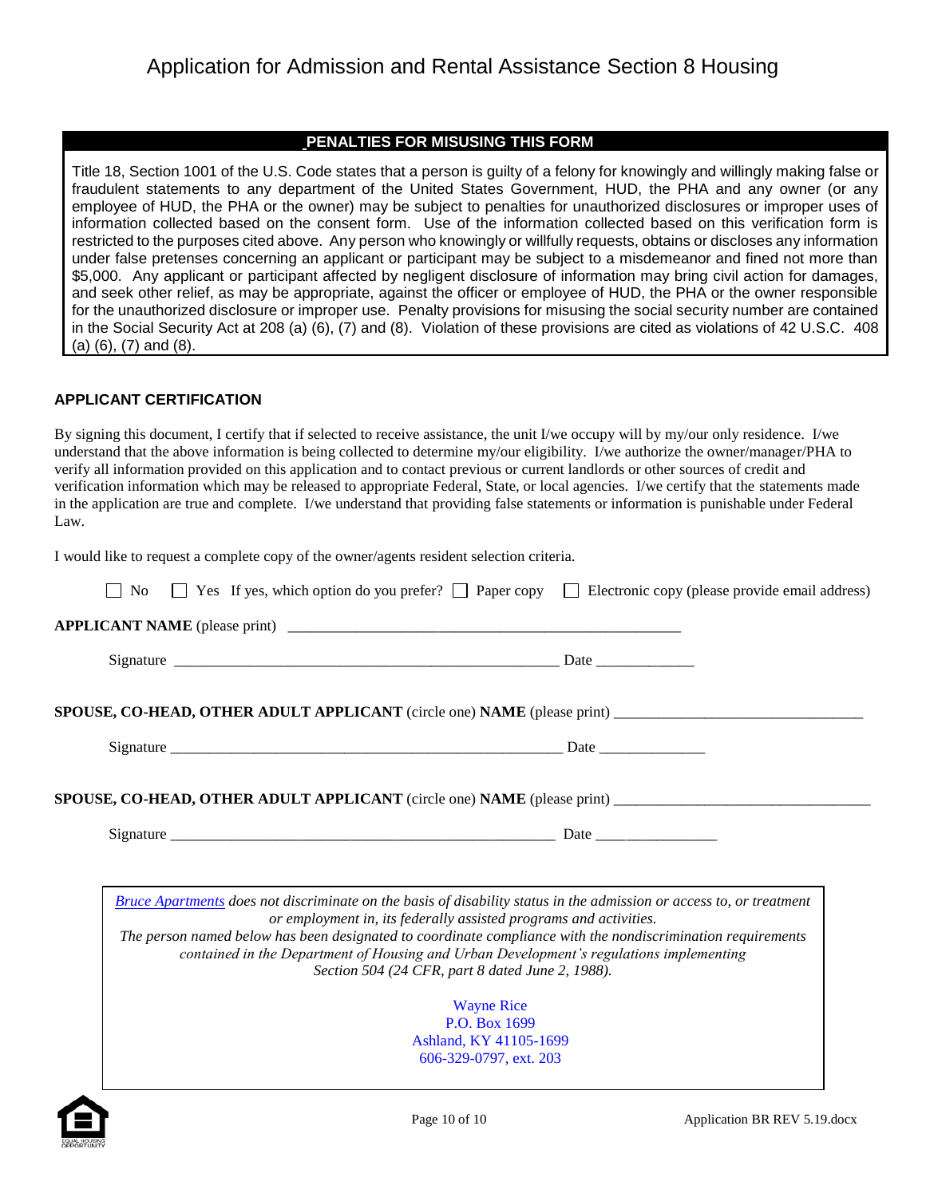# Application for Admission and Rental Assistance Section 8 Housing

## PENALTIES FOR MISUSING THIS FORM

Title 18, Section 1001 of the U.S. Code states that a person is guilty of a felony for knowingly and willingly making false or fraudulent statements to any department of the United States Government, HUD, the PHA and any owner (or any employee of HUD, the PHA or the owner) may be subject to penalties for unauthorized disclosures or improper uses of information collected based on the consent form. Use of the information collected based on this verification form is restricted to the purposes cited above. Any person who knowingly or willfully requests, obtains or discloses any information under false pretenses concerning an applicant or participant may be subject to a misdemeanor and fined not more than $5,000. Any applicant or participant affected by negligent disclosure of information may bring civil action for damages, and seek other relief, as may be appropriate, against the officer or employee of HUD, the PHA or the owner responsible for the unauthorized disclosure or improper use. Penalty provisions for misusing the social security number are contained in the Social Security Act at 208 (a) (6), (7) and (8). Violation of these provisions are cited as violations of 42 U.S.C. 408 (a) (6), (7) and (8).

## APPLICANT CERTIFICATION

By signing this document, I certify that if selected to receive assistance, the unit I/we occupy will by my/our only residence. I/we understand that the above information is being collected to determine my/our eligibility. I/we authorize the owner/manager/PHA to verify all information provided on this application and to contact previous or current landlords or other sources of credit and verification information which may be released to appropriate Federal, State, or local agencies. I/we certify that the statements made in the application are true and complete. I/we understand that providing false statements or information is punishable under Federal Law.

I would like to request a complete copy of the owner/agents resident selection criteria.

☐ No ☐ Yes If yes, which option do you prefer? ☐ Paper copy ☐ Electronic copy (please provide email address)

**APPLICANT NAME** (please print) ____________________________________________________

Signature ____________________________________________________ Date _____________

**SPOUSE, CO-HEAD, OTHER ADULT APPLICANT** (circle one) **NAME** (please print) ________________________________

Signature ____________________________________________________ Date ______________

**SPOUSE, CO-HEAD, OTHER ADULT APPLICANT** (circle one) **NAME** (please print) _________________________________

Signature ____________________________________________________ Date ________________

*Bruce Apartments does not discriminate on the basis of disability status in the admission or access to, or treatment or employment in, its federally assisted programs and activities.*
*The person named below has been designated to coordinate compliance with the nondiscrimination requirements contained in the Department of Housing and Urban Development's regulations implementing Section 504 (24 CFR, part 8 dated June 2, 1988).*

Wayne Rice
P.O. Box 1699
Ashland, KY 41105-1699
606-329-0797, ext. 203

EQUAL HOUSING OPPORTUNITY

Application BR REV 5.19.docx